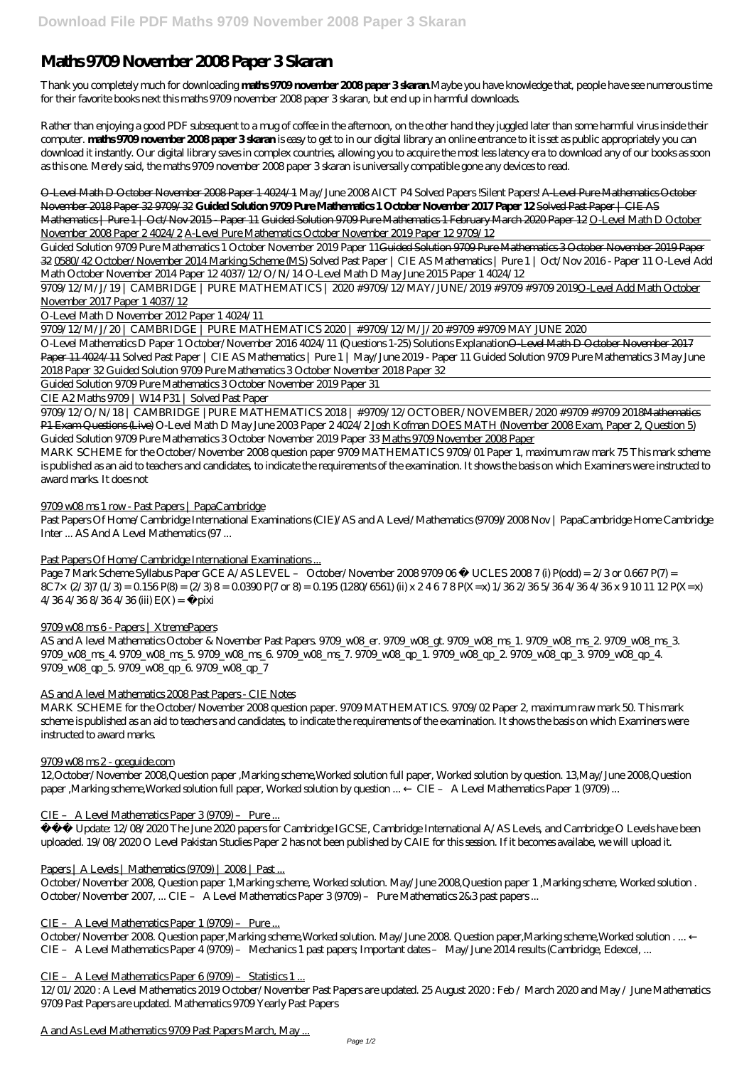# Maths 9709 November 2008 Paper 3 Skaran

Thank you completely much for downloading **maths 9709 november 2008 paper 3 skaran**.Maybe you have knowledge that, people have see numerous time for their favorite books next this maths 9709 november 2008 paper 3 skaran, but end up in harmful downloads.

Rather than enjoying a good PDF subsequent to a mug of coffee in the afternoon, on the other hand they juggled later than some harmful virus inside their computer. **maths 9709 november 2008 paper 3 skaran** is easy to get to in our digital library an online entrance to it is set as public appropriately you can download it instantly. Our digital library saves in complex countries, allowing you to acquire the most less latency era to download any of our books as soon as this one. Merely said, the maths 9709 november 2008 paper 3 skaran is universally compatible gone any devices to read.

O-Level Math D October November 2008 Paper 1 4024/1 *May/June 2008 AICT P4 Solved Papers !Silent Papers!* A-Level Pure Mathematics October November 2018 Paper 32 9709/32 **Guided Solution 9709 Pure Mathematics 1 October November 2017 Paper 12** Solved Past Paper | CIE AS Mathematics | Pure 1 | Oct/Nov 2015 - Paper 11 Guided Solution 9709 Pure Mathematics 1 February March 2020 Paper 12 O-Level Math D October November 2008 Paper 2 4024/2 A-Level Pure Mathematics October November 2019 Paper 12 9709/12

Guided Solution 9709 Pure Mathematics 1 October November 2019 Paper 11Guided Solution 9709 Pure Mathematics 3 October November 2019 Paper 32 0580/42 October/November 2014 Marking Scheme (MS) *Solved Past Paper | CIE AS Mathematics | Pure 1 | Oct/Nov 2016 - Paper 11 O-Level Add Math October November 2014 Paper 12 4037/12/O/N/14 O-Level Math D May June 2015 Paper 1 4024/12*

9709/12/M/J/19 | CAMBRIDGE | PURE MATHEMATICS | 2020 #9709/12/MAY/JUNE/2019 #9709 #9709 2019O-Level Add Math October November 2017 Paper 1 4037/12

O-Level Math D November 2012 Paper 1 4024/11

9709/12/M/J/20 | CAMBRIDGE | PURE MATHEMATICS 2020 | #9709/12/M/J/20 #9709 #9709 MAY JUNE 2020

O-Level Mathematics D Paper 1 October/November 2016 4024/11 (Questions 1-25) Solutions ExplanationO-Level Math D October November 2017 Paper 11 4024/11 *Solved Past Paper | CIE AS Mathematics | Pure 1 | May/June 2019 - Paper 11 Guided Solution 9709 Pure Mathematics 3 May June 2018 Paper 32 Guided Solution 9709 Pure Mathematics 3 October November 2018 Paper 32*

Guided Solution 9709 Pure Mathematics 3 October November 2019 Paper 31

CIE A2 Maths 9709 | W14 P31 | Solved Past Paper

9709/12/O/N/18 | CAMBRIDGE |PURE MATHEMATICS 2018 | #9709/12/OCTOBER/NOVEMBER/2020 #9709 #9709 2018Mathematics P1 Exam Questions (Live) *O-Level Math D May June 2003 Paper 2 4024/2* Josh Kofman DOES MATH (November 2008 Exam, Paper 2, Question 5) *Guided Solution 9709 Pure Mathematics 3 October November 2019 Paper 33* Maths 9709 November 2008 Paper

MARK SCHEME for the October/November 2008 question paper 9709 MATHEMATICS 9709/01 Paper 1, maximum raw mark 75 This mark scheme is published as an aid to teachers and candidates, to indicate the requirements of the examination. It shows the basis on which Examiners were instructed to award marks. It does not

9709 w08 ms 1 row - Past Papers | PapaCambridge

Past Papers Of Home/Cambridge International Examinations (CIE)/AS and A Level/Mathematics (9709)/2008 Nov | PapaCambridge Home Cambridge Inter ... AS And A Level Mathematics (97 ...

Past Papers Of Home/Cambridge International Examinations ...

Page 7 Mark Scheme Syllabus Paper GCE A/AS LEVEL – October/November 2008 9709 06 © UCLES 2008 7 (i) P(odd) = 2/3 or 0.667 P(7) = 8C7× (2/3)7 (1/3) = 0.156 P(8) = (2/3) 8 = 0.0390 P(7 or 8) = 0.195 (1280/6561) (ii) x 2 4 6 7 8 P(X=x) 1/36 2/36 5/36 4/36 4/36 x 9 10 11 12 P(X=x) 4/36 4/36 8/36 4/36 (iii) E(X) = Σpixi

9709 w08 ms 6 - Papers | XtremePapers

AS and A level Mathematics October & November Past Papers. 9709_w08_er. 9709_w08_gt. 9709_w08_ms_1. 9709_w08_ms_2. 9709_w08_ms_3. 9709_w08_ms_4. 9709_w08_ms_5. 9709_w08_ms_6. 9709_w08_ms_7. 9709_w08_qp_1. 9709_w08_qp_2. 9709_w08_qp_3. 9709_w08_qp_4. 9709_w08_qp_5. 9709_w08_qp_6. 9709_w08_qp_7

AS and A level Mathematics 2008 Past Papers - CIE Notes

MARK SCHEME for the October/November 2008 question paper. 9709 MATHEMATICS. 9709/02 Paper 2, maximum raw mark 50. This mark scheme is published as an aid to teachers and candidates, to indicate the requirements of the examination. It shows the basis on which Examiners were instructed to award marks.

9709 w08 ms 2 - gceguide.com

12,October/November 2008,Question paper ,Marking scheme,Worked solution full paper, Worked solution by question. 13,May/June 2008,Question paper ,Marking scheme,Worked solution full paper, Worked solution by question ... ← CIE – A Level Mathematics Paper 1 (9709) ...

CIE – A Level Mathematics Paper 3 (9709) – Pure ...

 Update: 12/08/2020 The June 2020 papers for Cambridge IGCSE, Cambridge International A/AS Levels, and Cambridge O Levels have been uploaded. 19/08/2020 O Level Pakistan Studies Paper 2 has not been published by CAIE for this session. If it becomes availabe, we will upload it.

Papers | A Levels | Mathematics (9709) | 2008 | Past ...

October/November 2008, Question paper 1,Marking scheme, Worked solution. May/June 2008,Question paper 1 ,Marking scheme, Worked solution . October/November 2007, ... CIE – A Level Mathematics Paper 3 (9709) – Pure Mathematics 2&3 past papers ...

CIE – A Level Mathematics Paper 1 (9709) – Pure ...

October/November 2008. Question paper,Marking scheme,Worked solution. May/June 2008. Question paper,Marking scheme,Worked solution . ... ← CIE – A Level Mathematics Paper 4 (9709) – Mechanics 1 past papers; Important dates – May/June 2014 results (Cambridge, Edexcel, ...

CIE – A Level Mathematics Paper 6 (9709) – Statistics 1 ...

12/01/2020 : A Level Mathematics 2019 October/November Past Papers are updated. 25 August 2020 : Feb / March 2020 and May / June Mathematics 9709 Past Papers are updated. Mathematics 9709 Yearly Past Papers

A and As Level Mathematics 9709 Past Papers March, May ...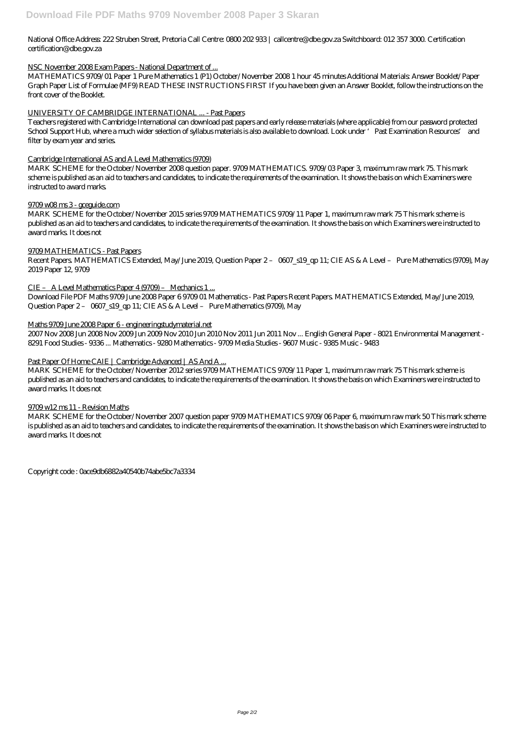National Office Address: 222 Struben Street, Pretoria Call Centre: 0800 202 933 | callcentre@dbe.gov.za Switchboard: 012 357 3000. Certification certification@dbe.gov.za

NSC November 2008 Exam Papers - National Department of ...

MATHEMATICS 9709/01 Paper 1 Pure Mathematics 1 (P1) October/November 2008 1 hour 45 minutes Additional Materials: Answer Booklet/Paper Graph Paper List of Formulae (MF9) READ THESE INSTRUCTIONS FIRST If you have been given an Answer Booklet, follow the instructions on the front cover of the Booklet.

UNIVERSITY OF CAMBRIDGE INTERNATIONAL ... - Past Papers

Teachers registered with Cambridge International can download past papers and early release materials (where applicable) from our password protected School Support Hub, where a much wider selection of syllabus materials is also available to download. Look under 'Past Examination Resources' and filter by exam year and series.

Cambridge International AS and A Level Mathematics (9709)

MARK SCHEME for the October/November 2008 question paper. 9709 MATHEMATICS. 9709/03 Paper 3, maximum raw mark 75. This mark scheme is published as an aid to teachers and candidates, to indicate the requirements of the examination. It shows the basis on which Examiners were instructed to award marks.

9709 w08 ms 3 - gceguide.com

MARK SCHEME for the October/November 2015 series 9709 MATHEMATICS 9709/11 Paper 1, maximum raw mark 75 This mark scheme is published as an aid to teachers and candidates, to indicate the requirements of the examination. It shows the basis on which Examiners were instructed to award marks. It does not

9709 MATHEMATICS - Past Papers

Recent Papers. MATHEMATICS Extended, May/June 2019, Question Paper 2 – 0607_s19_qp 11; CIE AS & A Level – Pure Mathematics (9709), May 2019 Paper 12, 9709

CIE – A Level Mathematics Paper 4 (9709) – Mechanics 1 ...

Download File PDF Maths 9709 June 2008 Paper 6 9709 01 Mathematics - Past Papers Recent Papers. MATHEMATICS Extended, May/June 2019, Question Paper 2 – 0607_s19_qp 11; CIE AS & A Level – Pure Mathematics (9709), May

Maths 9709 June 2008 Paper 6 - engineeringstudymaterial.net

2007 Nov 2008 Jun 2008 Nov 2009 Jun 2009 Nov 2010 Jun 2010 Nov 2011 Jun 2011 Nov ... English General Paper - 8021 Environmental Management - 8291 Food Studies - 9336 ... Mathematics - 9280 Mathematics - 9709 Media Studies - 9607 Music - 9385 Music - 9483

Past Paper Of Home CAIE | Cambridge Advanced | AS And A ...

MARK SCHEME for the October/November 2012 series 9709 MATHEMATICS 9709/11 Paper 1, maximum raw mark 75 This mark scheme is published as an aid to teachers and candidates, to indicate the requirements of the examination. It shows the basis on which Examiners were instructed to award marks. It does not

9709 w12 ms 11 - Revision Maths

MARK SCHEME for the October/November 2007 question paper 9709 MATHEMATICS 9709/06 Paper 6, maximum raw mark 50 This mark scheme is published as an aid to teachers and candidates, to indicate the requirements of the examination. It shows the basis on which Examiners were instructed to award marks. It does not

Copyright code : 0ace9db6882a40540b74abe5bc7a3334